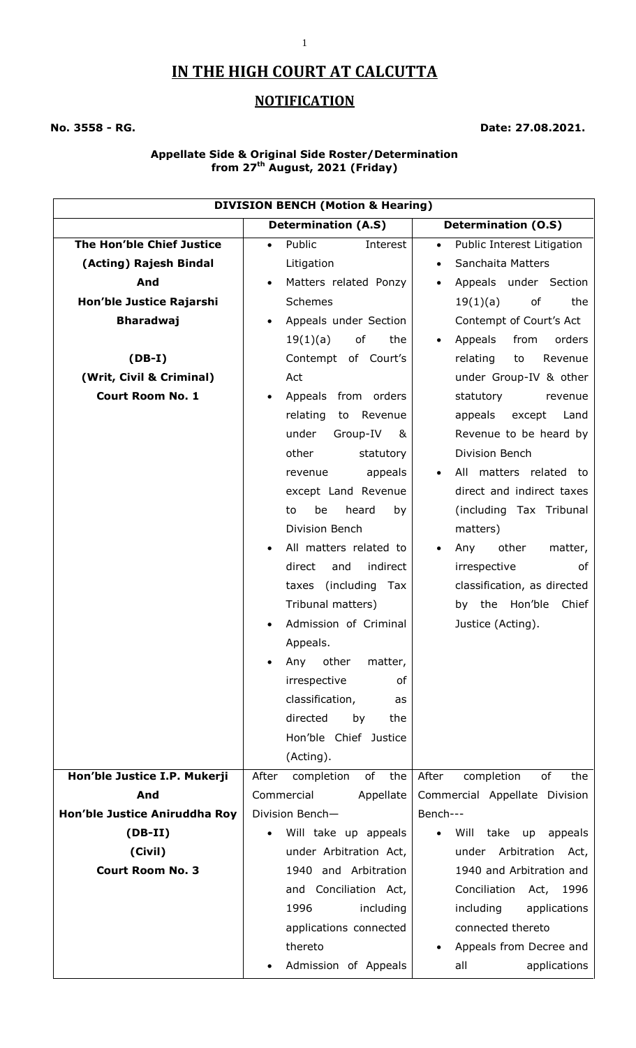# IN THE HIGH COURT AT CALCUTTA

## NOTIFICATION

**No. 3558 - RG.** **Date: 27.08.2021.**

**Appellate Side & Original Side Roster/Determination from 27th August, 2021 (Friday)**

| DIVISION BENCH (Motion & Hearing) | | |
|---|---|---|
| | **Determination (A.S)** | **Determination (O.S)** |
| **The Hon'ble Chief Justice (Acting) Rajesh Bindal And Hon'ble Justice Rajarshi Bharadwaj**<br><br>**(DB-I)**<br>**(Writ, Civil & Criminal)**<br>**Court Room No. 1** | • Public Interest Litigation<br>• Matters related Ponzy Schemes<br>• Appeals under Section 19(1)(a) of the Contempt of Court's Act<br>• Appeals from orders relating to Revenue under Group-IV & other statutory revenue appeals except Land Revenue to be heard by Division Bench<br>• All matters related to direct and indirect taxes (including Tax Tribunal matters)<br>• Admission of Criminal Appeals.<br>• Any other matter, irrespective of classification, as directed by the Hon'ble Chief Justice (Acting). | • Public Interest Litigation<br>• Sanchaita Matters<br>• Appeals under Section 19(1)(a) of the Contempt of Court's Act<br>• Appeals from orders relating to Revenue under Group-IV & other statutory revenue appeals except Land Revenue to be heard by Division Bench<br>• All matters related to direct and indirect taxes (including Tax Tribunal matters)<br>• Any other matter, irrespective of classification, as directed by the Hon'ble Chief Justice (Acting). |
| **Hon'ble Justice I.P. Mukerji And Hon'ble Justice Aniruddha Roy**<br>**(DB-II)**<br>**(Civil)**<br>**Court Room No. 3** | After completion of the Commercial Appellate Division Bench—<br>• Will take up appeals under Arbitration Act, 1940 and Arbitration and Conciliation Act, 1996 including applications connected thereto<br>• Admission of Appeals | After completion of the Commercial Appellate Division Bench---<br>• Will take up appeals under Arbitration Act, 1940 and Arbitration and Conciliation Act, 1996 including applications connected thereto<br>• Appeals from Decree and all applications |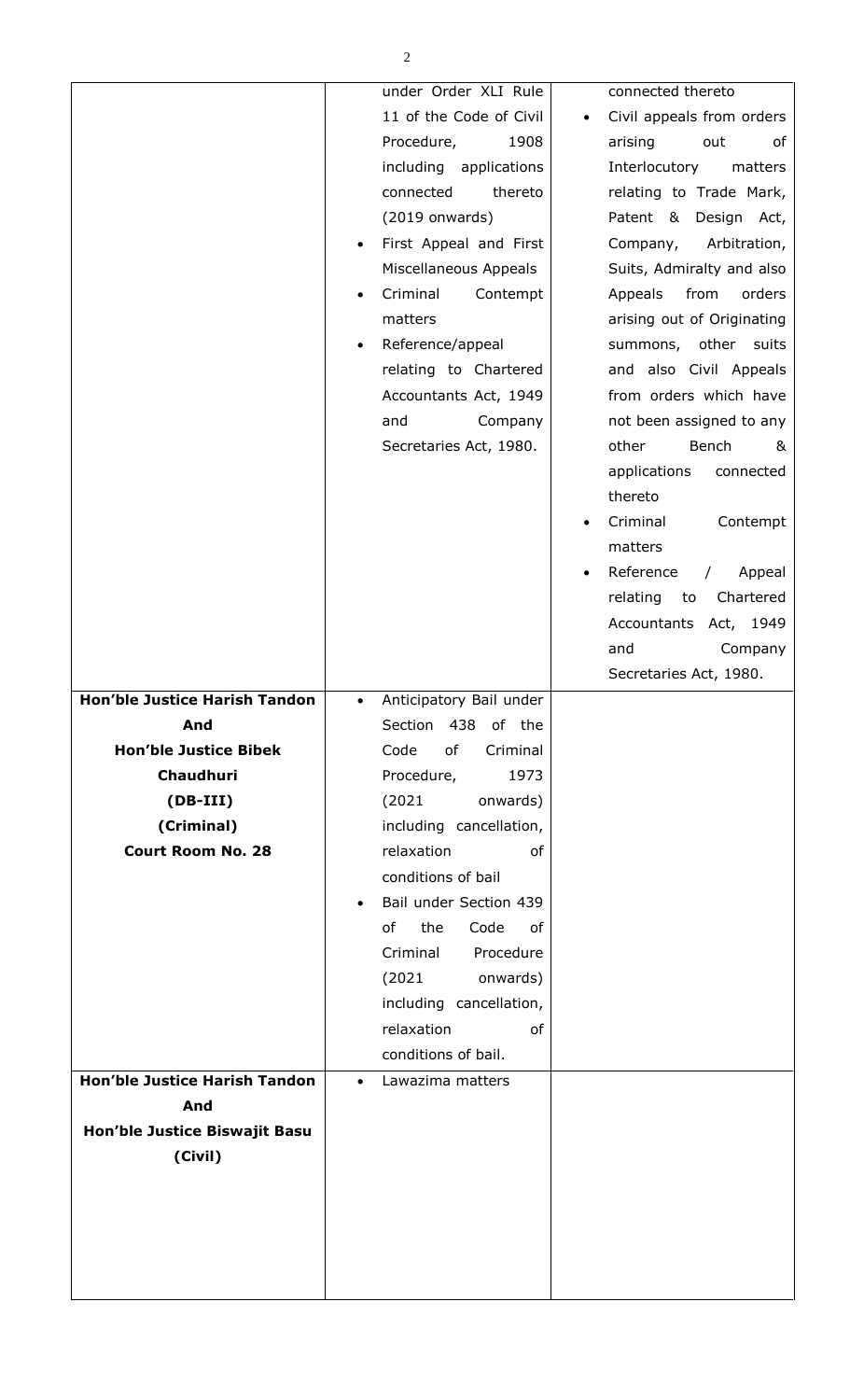| | | |
|---|---|---|
| | under Order XLI Rule 11 of the Code of Civil Procedure, 1908 including applications connected thereto (2019 onwards)<br>• First Appeal and First Miscellaneous Appeals<br>• Criminal Contempt matters<br>• Reference/appeal relating to Chartered Accountants Act, 1949 and Company Secretaries Act, 1980. | connected thereto<br>• Civil appeals from orders arising out of Interlocutory matters relating to Trade Mark, Patent & Design Act, Company, Arbitration, Suits, Admiralty and also Appeals from orders arising out of Originating summons, other suits and also Civil Appeals from orders which have not been assigned to any other Bench & applications connected thereto<br>• Criminal Contempt matters<br>• Reference / Appeal relating to Chartered Accountants Act, 1949 and Company Secretaries Act, 1980. |
| **Hon'ble Justice Harish Tandon**<br>**And**<br>**Hon'ble Justice Bibek Chaudhuri**<br>**(DB-III)**<br>**(Criminal)**<br>**Court Room No. 28** | • Anticipatory Bail under Section 438 of the Code of Criminal Procedure, 1973 (2021 onwards) including cancellation, relaxation of conditions of bail<br>• Bail under Section 439 of the Code of Criminal Procedure (2021 onwards) including cancellation, relaxation of conditions of bail. | |
| **Hon'ble Justice Harish Tandon**<br>**And**<br>**Hon'ble Justice Biswajit Basu**<br>**(Civil)** | • Lawazima matters | |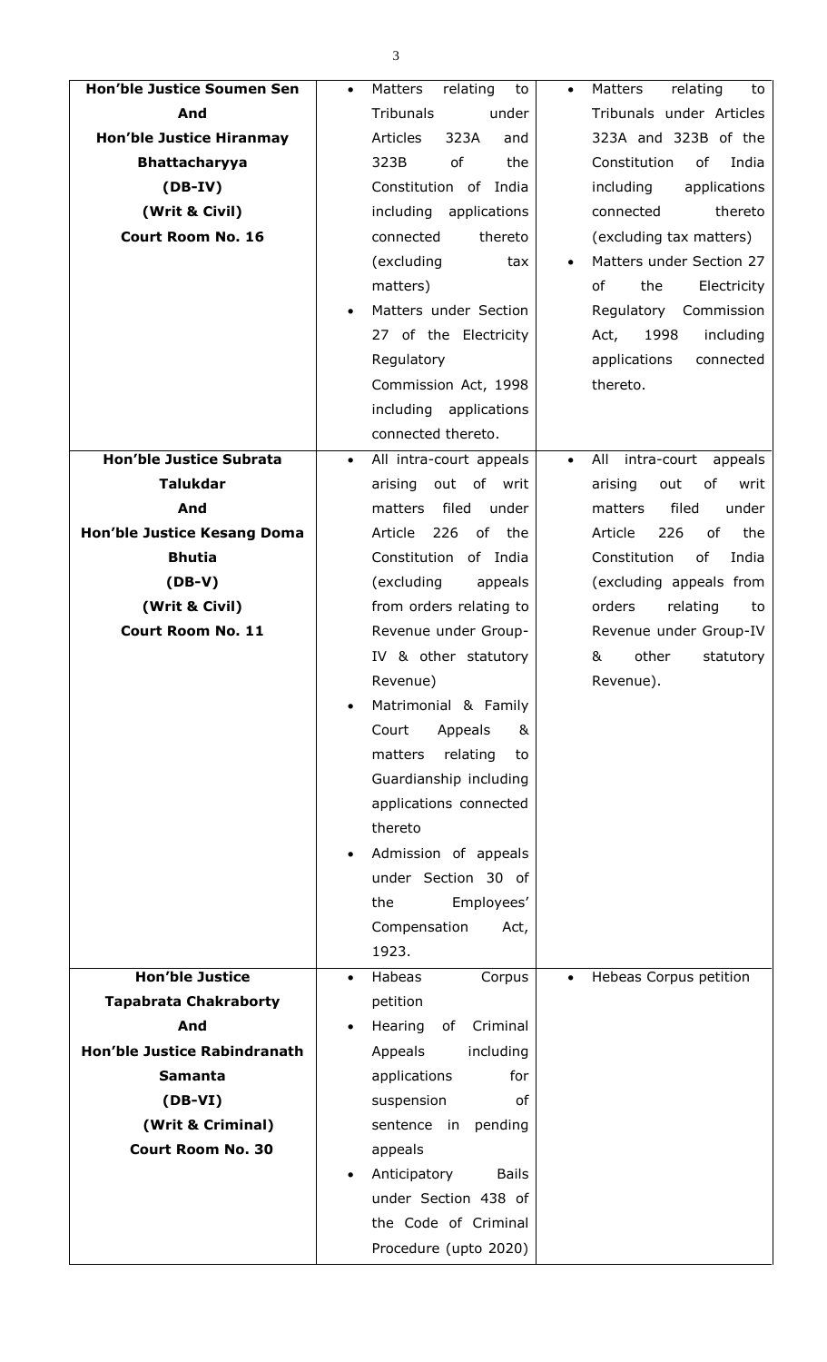| **Hon'ble Justice Soumen Sen And Hon'ble Justice Hiranmay Bhattacharyya (DB-IV) (Writ & Civil) Court Room No. 16** | • Matters relating to Tribunals under Articles 323A and 323B of the Constitution of India including applications connected thereto (excluding tax matters)<br>• Matters under Section 27 of the Electricity Regulatory Commission Act, 1998 including applications connected thereto. | • Matters relating to Tribunals under Articles 323A and 323B of the Constitution of India including applications connected thereto (excluding tax matters)<br>• Matters under Section 27 of the Electricity Regulatory Commission Act, 1998 including applications connected thereto. |
|---|---|---|
| **Hon'ble Justice Subrata Talukdar And Hon'ble Justice Kesang Doma Bhutia (DB-V) (Writ & Civil) Court Room No. 11** | • All intra-court appeals arising out of writ matters filed under Article 226 of the Constitution of India (excluding appeals from orders relating to Revenue under Group-IV & other statutory Revenue)<br>• Matrimonial & Family Court Appeals & matters relating to Guardianship including applications connected thereto<br>• Admission of appeals under Section 30 of the Employees' Compensation Act, 1923. | • All intra-court appeals arising out of writ matters filed under Article 226 of the Constitution of India (excluding appeals from orders relating to Revenue under Group-IV & other statutory Revenue). |
| **Hon'ble Justice Tapabrata Chakraborty And Hon'ble Justice Rabindranath Samanta (DB-VI) (Writ & Criminal) Court Room No. 30** | • Habeas Corpus petition<br>• Hearing of Criminal Appeals including applications for suspension of sentence in pending appeals<br>• Anticipatory Bails under Section 438 of the Code of Criminal Procedure (upto 2020) | • Hebeas Corpus petition |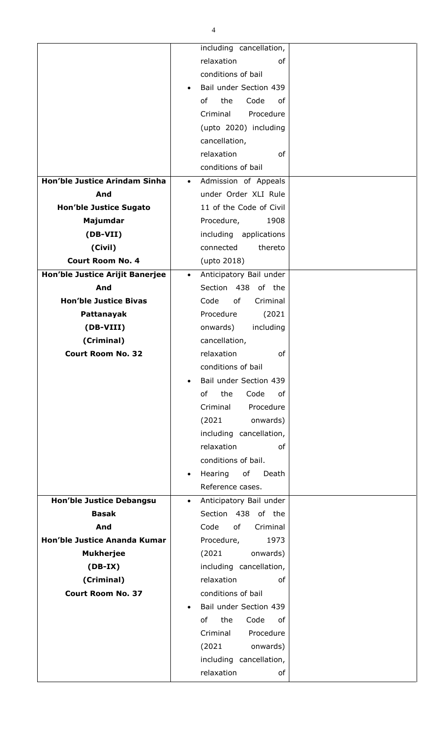| | | |
|---|---|---|
| | including cancellation, relaxation of conditions of bail<br>• Bail under Section 439 of the Code of Criminal Procedure (upto 2020) including cancellation, relaxation of conditions of bail | |
| **Hon'ble Justice Arindam Sinha And Hon'ble Justice Sugato Majumdar (DB-VII) (Civil) Court Room No. 4** | • Admission of Appeals under Order XLI Rule 11 of the Code of Civil Procedure, 1908 including applications connected thereto (upto 2018) | |
| **Hon'ble Justice Arijit Banerjee And Hon'ble Justice Bivas Pattanayak (DB-VIII) (Criminal) Court Room No. 32** | • Anticipatory Bail under Section 438 of the Code of Criminal Procedure (2021 onwards) including cancellation, relaxation of conditions of bail<br>• Bail under Section 439 of the Code of Criminal Procedure (2021 onwards) including cancellation, relaxation of conditions of bail.<br>• Hearing of Death Reference cases. | |
| **Hon'ble Justice Debangsu Basak And Hon'ble Justice Ananda Kumar Mukherjee (DB-IX) (Criminal) Court Room No. 37** | • Anticipatory Bail under Section 438 of the Code of Criminal Procedure, 1973 (2021 onwards) including cancellation, relaxation of conditions of bail<br>• Bail under Section 439 of the Code of Criminal Procedure (2021 onwards) including cancellation, relaxation of | |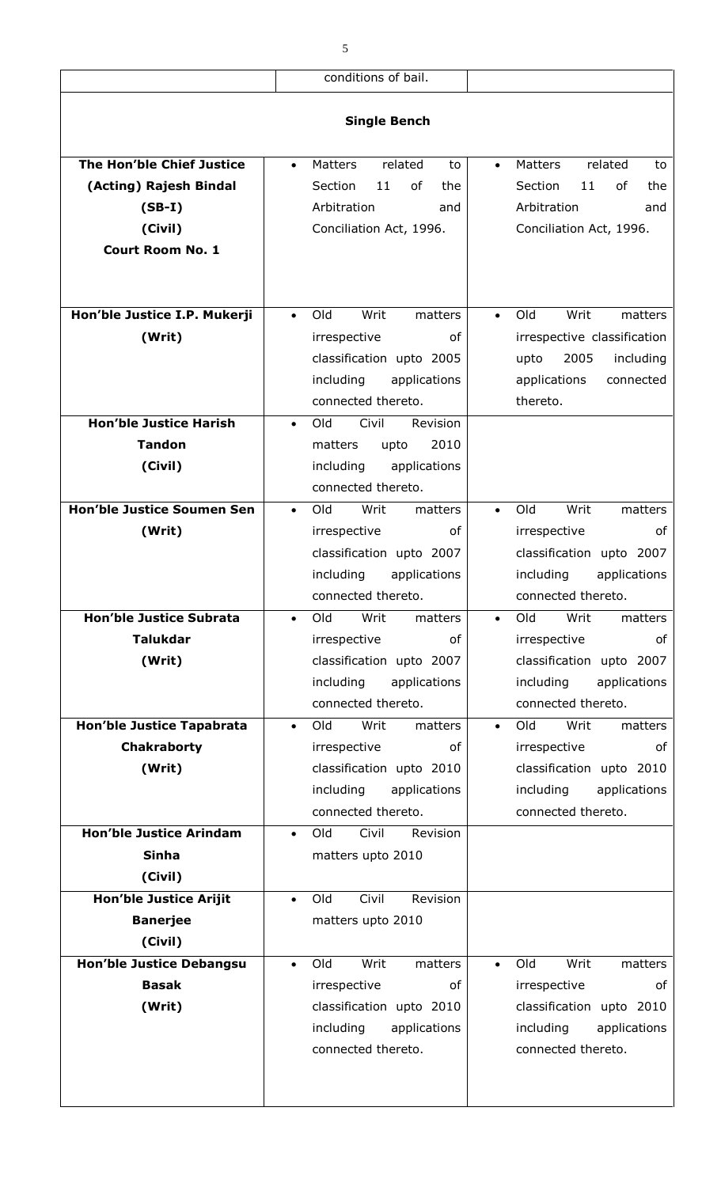| | conditions of bail. | |
|---|---|---|
| **Single Bench** | | |
| **The Hon'ble Chief Justice (Acting) Rajesh Bindal (SB-I) (Civil) Court Room No. 1** | • Matters related to Section 11 of the Arbitration and Conciliation Act, 1996. | • Matters related to Section 11 of the Arbitration and Conciliation Act, 1996. |
| **Hon'ble Justice I.P. Mukerji (Writ)** | • Old Writ matters irrespective of classification upto 2005 including applications connected thereto. | • Old Writ matters irrespective classification upto 2005 including applications connected thereto. |
| **Hon'ble Justice Harish Tandon (Civil)** | • Old Civil Revision matters upto 2010 including applications connected thereto. | |
| **Hon'ble Justice Soumen Sen (Writ)** | • Old Writ matters irrespective of classification upto 2007 including applications connected thereto. | • Old Writ matters irrespective of classification upto 2007 including applications connected thereto. |
| **Hon'ble Justice Subrata Talukdar (Writ)** | • Old Writ matters irrespective of classification upto 2007 including applications connected thereto. | • Old Writ matters irrespective of classification upto 2007 including applications connected thereto. |
| **Hon'ble Justice Tapabrata Chakraborty (Writ)** | • Old Writ matters irrespective of classification upto 2010 including applications connected thereto. | • Old Writ matters irrespective of classification upto 2010 including applications connected thereto. |
| **Hon'ble Justice Arindam Sinha (Civil)** | • Old Civil Revision matters upto 2010 | |
| **Hon'ble Justice Arijit Banerjee (Civil)** | • Old Civil Revision matters upto 2010 | |
| **Hon'ble Justice Debangsu Basak (Writ)** | • Old Writ matters irrespective of classification upto 2010 including applications connected thereto. | • Old Writ matters irrespective of classification upto 2010 including applications connected thereto. |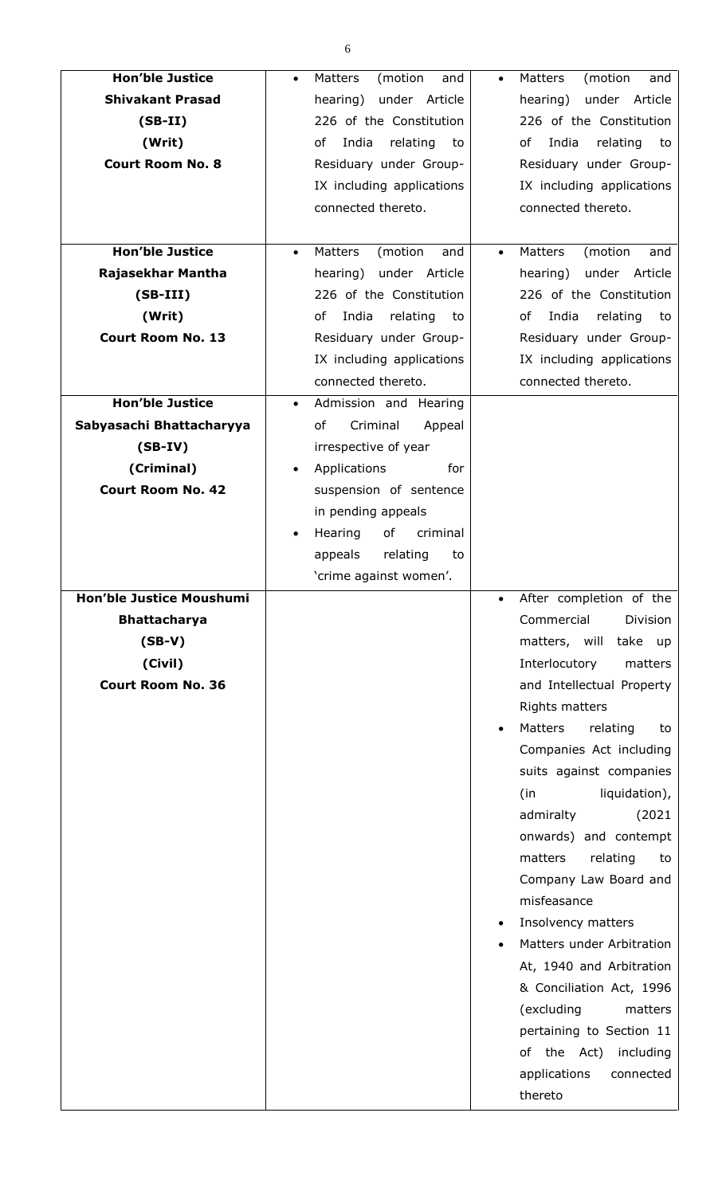| **Hon'ble Justice Shivakant Prasad (SB-II) (Writ) Court Room No. 8** | • Matters (motion and hearing) under Article 226 of the Constitution of India relating to Residuary under Group-IX including applications connected thereto. | • Matters (motion and hearing) under Article 226 of the Constitution of India relating to Residuary under Group-IX including applications connected thereto. |
|---|---|---|
| **Hon'ble Justice Rajasekhar Mantha (SB-III) (Writ) Court Room No. 13** | • Matters (motion and hearing) under Article 226 of the Constitution of India relating to Residuary under Group-IX including applications connected thereto. | • Matters (motion and hearing) under Article 226 of the Constitution of India relating to Residuary under Group-IX including applications connected thereto. |
| **Hon'ble Justice Sabyasachi Bhattacharyya (SB-IV) (Criminal) Court Room No. 42** | • Admission and Hearing of Criminal Appeal irrespective of year<br>• Applications for suspension of sentence in pending appeals<br>• Hearing of criminal appeals relating to 'crime against women'. | |
| **Hon'ble Justice Moushumi Bhattacharya (SB-V) (Civil) Court Room No. 36** | | • After completion of the Commercial Division matters, will take up Interlocutory matters and Intellectual Property Rights matters<br>• Matters relating to Companies Act including suits against companies (in liquidation), admiralty (2021 onwards) and contempt matters relating to Company Law Board and misfeasance<br>• Insolvency matters<br>• Matters under Arbitration At, 1940 and Arbitration & Conciliation Act, 1996 (excluding matters pertaining to Section 11 of the Act) including applications connected thereto |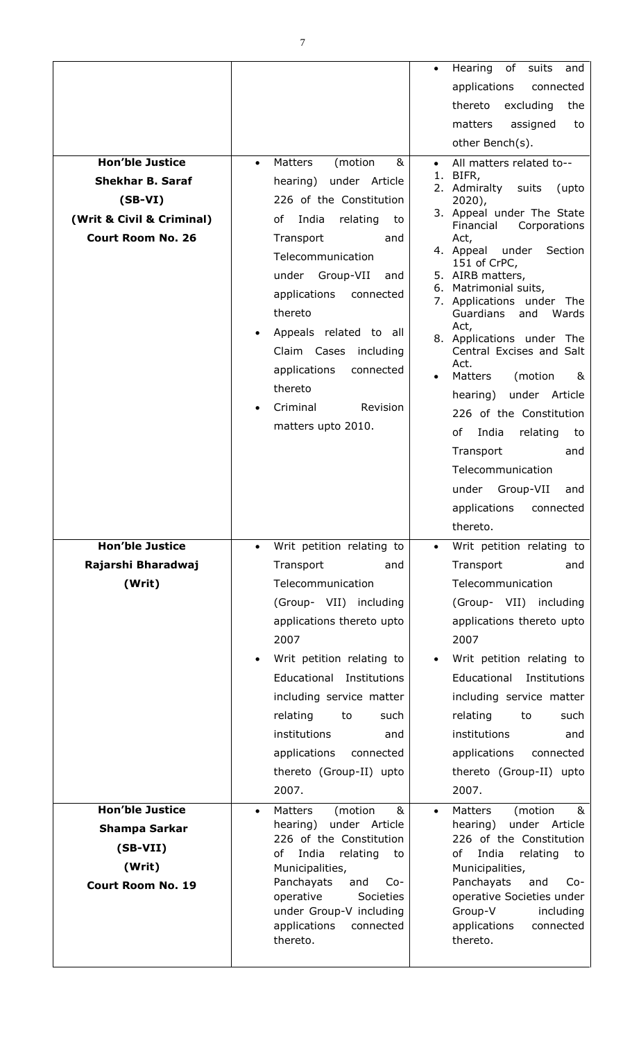| | | |
|---|---|---|
| | | • Hearing of suits and applications connected thereto excluding the matters assigned to other Bench(s). |
| **Hon'ble Justice Shekhar B. Saraf (SB-VI) (Writ & Civil & Criminal) Court Room No. 26** | • Matters (motion & hearing) under Article 226 of the Constitution of India relating to Transport and Telecommunication under Group-VII and applications connected thereto<br>• Appeals related to all Claim Cases including applications connected thereto<br>• Criminal Revision matters upto 2010. | • All matters related to--<br>1. BIFR,<br>2. Admiralty suits (upto 2020),<br>3. Appeal under The State Financial Corporations Act,<br>4. Appeal under Section 151 of CrPC,<br>5. AIRB matters,<br>6. Matrimonial suits,<br>7. Applications under The Guardians and Wards Act,<br>8. Applications under The Central Excises and Salt Act.<br>• Matters (motion & hearing) under Article 226 of the Constitution of India relating to Transport and Telecommunication under Group-VII and applications connected thereto. |
| **Hon'ble Justice Rajarshi Bharadwaj (Writ)** | • Writ petition relating to Transport and Telecommunication (Group- VII) including applications thereto upto 2007<br>• Writ petition relating to Educational Institutions including service matter relating to such institutions and applications connected thereto (Group-II) upto 2007. | • Writ petition relating to Transport and Telecommunication (Group- VII) including applications thereto upto 2007<br>• Writ petition relating to Educational Institutions including service matter relating to such institutions and applications connected thereto (Group-II) upto 2007. |
| **Hon'ble Justice Shampa Sarkar (SB-VII) (Writ) Court Room No. 19** | • Matters (motion & hearing) under Article 226 of the Constitution of India relating to Municipalities, Panchayats and Co-operative Societies under Group-V including applications connected thereto. | • Matters (motion & hearing) under Article 226 of the Constitution of India relating to Municipalities, Panchayats and Co-operative Societies under Group-V including applications connected thereto. |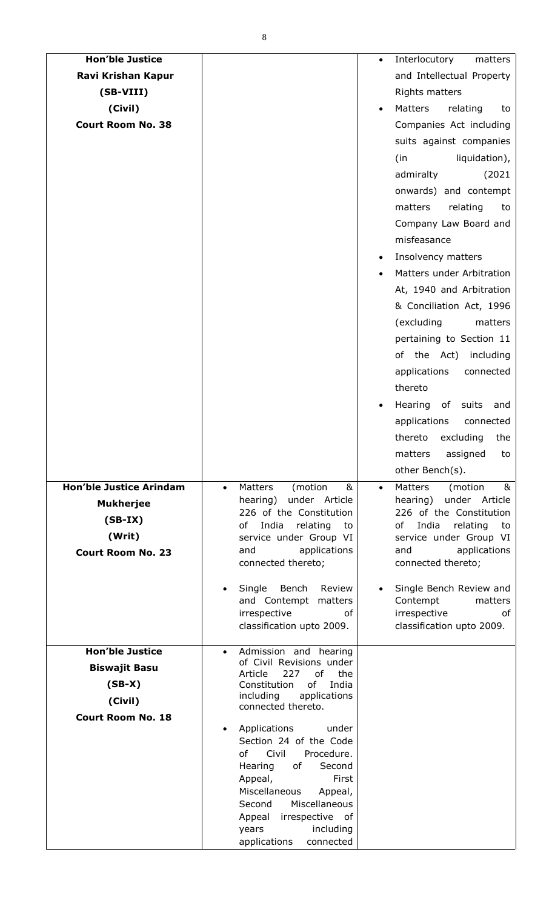| | | |
|---|---|---|
| **Hon'ble Justice Ravi Krishan Kapur (SB-VIII) (Civil) Court Room No. 38** | | • Interlocutory matters and Intellectual Property Rights matters<br>• Matters relating to Companies Act including suits against companies (in liquidation), admiralty (2021 onwards) and contempt matters relating to Company Law Board and misfeasance<br>• Insolvency matters<br>• Matters under Arbitration At, 1940 and Arbitration & Conciliation Act, 1996 (excluding matters pertaining to Section 11 of the Act) including applications connected thereto<br>• Hearing of suits and applications connected thereto excluding the matters assigned to other Bench(s). |
| **Hon'ble Justice Arindam Mukherjee (SB-IX) (Writ) Court Room No. 23** | • Matters (motion & hearing) under Article 226 of the Constitution of India relating to service under Group VI and applications connected thereto;<br>• Single Bench Review and Contempt matters irrespective of classification upto 2009. | • Matters (motion & hearing) under Article 226 of the Constitution of India relating to service under Group VI and applications connected thereto;<br>• Single Bench Review and Contempt matters irrespective of classification upto 2009. |
| **Hon'ble Justice Biswajit Basu (SB-X) (Civil) Court Room No. 18** | • Admission and hearing of Civil Revisions under Article 227 of the Constitution of India including applications connected thereto.<br>• Applications under Section 24 of the Code of Civil Procedure. Hearing of Second Appeal, First Miscellaneous Appeal, Second Miscellaneous Appeal irrespective of years including applications connected | |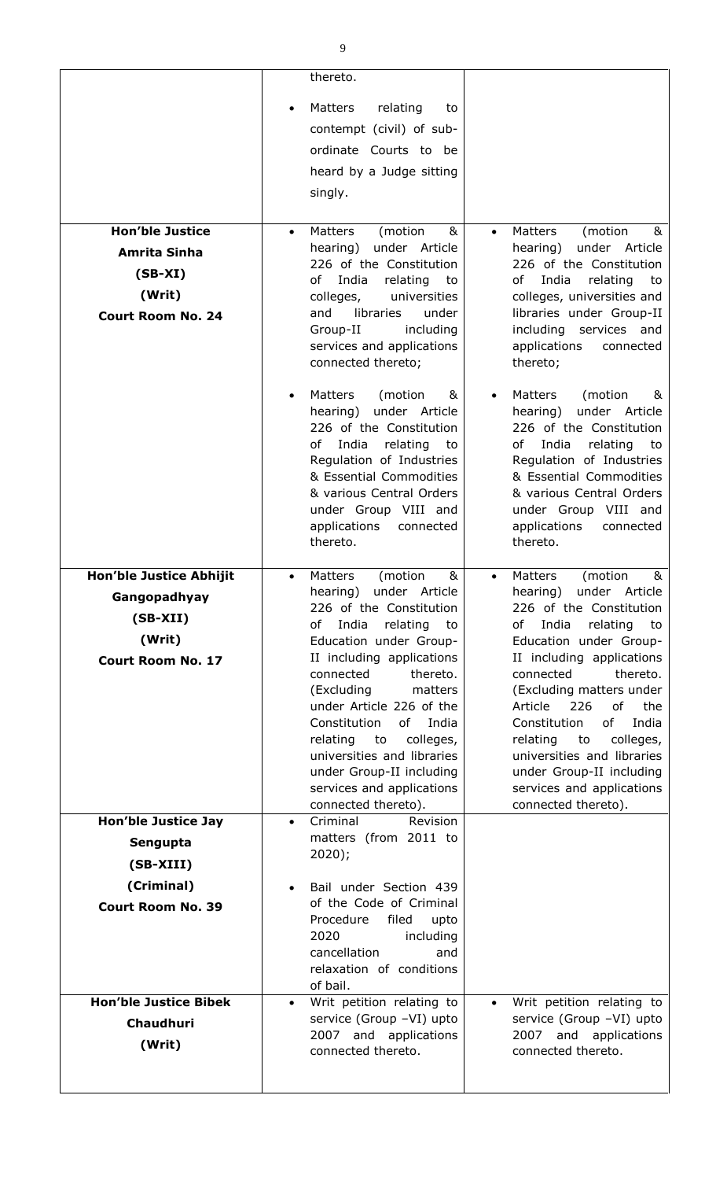| | | |
|---|---|---|
| | thereto.<br>• Matters relating to contempt (civil) of sub-ordinate Courts to be heard by a Judge sitting singly. | |
| **Hon'ble Justice Amrita Sinha (SB-XI) (Writ) Court Room No. 24** | • Matters (motion & hearing) under Article 226 of the Constitution of India relating to colleges, universities and libraries under Group-II including services and applications connected thereto;<br>• Matters (motion & hearing) under Article 226 of the Constitution of India relating to Regulation of Industries & Essential Commodities & various Central Orders under Group VIII and applications connected thereto. | • Matters (motion & hearing) under Article 226 of the Constitution of India relating to colleges, universities and libraries under Group-II including services and applications connected thereto;<br>• Matters (motion & hearing) under Article 226 of the Constitution of India relating to Regulation of Industries & Essential Commodities & various Central Orders under Group VIII and applications connected thereto. |
| **Hon'ble Justice Abhijit Gangopadhyay (SB-XII) (Writ) Court Room No. 17** | • Matters (motion & hearing) under Article 226 of the Constitution of India relating to Education under Group-II including applications connected thereto. (Excluding matters under Article 226 of the Constitution of India relating to colleges, universities and libraries under Group-II including services and applications connected thereto). | • Matters (motion & hearing) under Article 226 of the Constitution of India relating to Education under Group-II including applications connected thereto. (Excluding matters under Article 226 of the Constitution of India relating to colleges, universities and libraries under Group-II including services and applications connected thereto). |
| **Hon'ble Justice Jay Sengupta (SB-XIII) (Criminal) Court Room No. 39** | • Criminal Revision matters (from 2011 to 2020);<br>• Bail under Section 439 of the Code of Criminal Procedure filed upto 2020 including cancellation and relaxation of conditions of bail. | |
| **Hon'ble Justice Bibek Chaudhuri (Writ)** | • Writ petition relating to service (Group –VI) upto 2007 and applications connected thereto. | • Writ petition relating to service (Group –VI) upto 2007 and applications connected thereto. |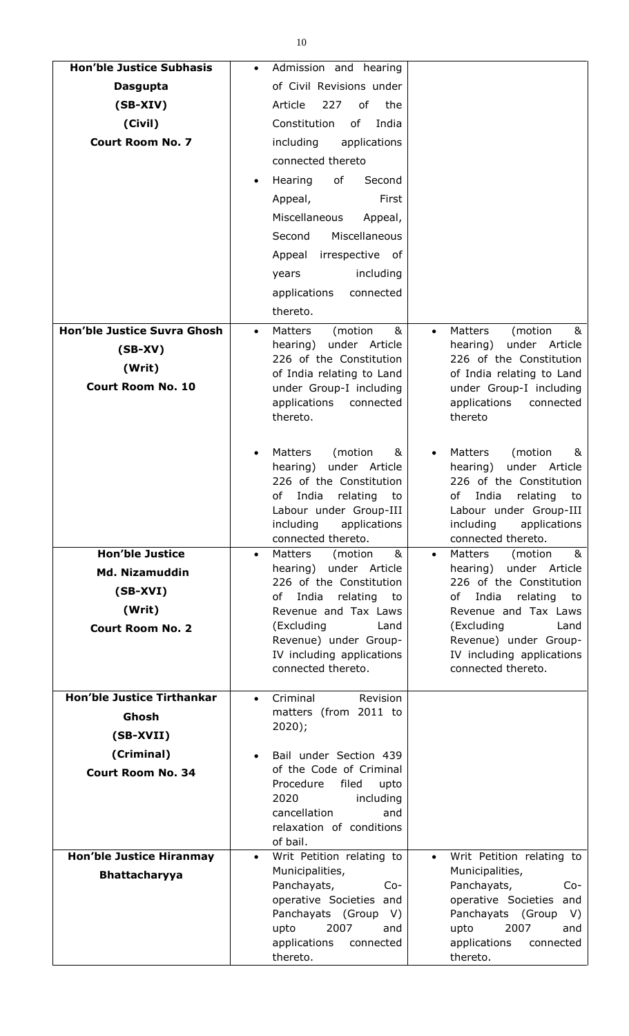| | | |
|---|---|---|
| **Hon'ble Justice Subhasis Dasgupta (SB-XIV) (Civil) Court Room No. 7** | • Admission and hearing of Civil Revisions under Article 227 of the Constitution of India including applications connected thereto<br>• Hearing of Second Appeal, First Miscellaneous Appeal, Second Miscellaneous Appeal irrespective of years including applications connected thereto. | |
| **Hon'ble Justice Suvra Ghosh (SB-XV) (Writ) Court Room No. 10** | • Matters (motion & hearing) under Article 226 of the Constitution of India relating to Land under Group-I including applications connected thereto.<br>• Matters (motion & hearing) under Article 226 of the Constitution of India relating to Labour under Group-III including applications connected thereto. | • Matters (motion & hearing) under Article 226 of the Constitution of India relating to Land under Group-I including applications connected thereto<br>• Matters (motion & hearing) under Article 226 of the Constitution of India relating to Labour under Group-III including applications connected thereto. |
| **Hon'ble Justice Md. Nizamuddin (SB-XVI) (Writ) Court Room No. 2** | • Matters (motion & hearing) under Article 226 of the Constitution of India relating to Revenue and Tax Laws (Excluding Land Revenue) under Group-IV including applications connected thereto. | • Matters (motion & hearing) under Article 226 of the Constitution of India relating to Revenue and Tax Laws (Excluding Land Revenue) under Group-IV including applications connected thereto. |
| **Hon'ble Justice Tirthankar Ghosh (SB-XVII) (Criminal) Court Room No. 34** | • Criminal Revision matters (from 2011 to 2020);<br>• Bail under Section 439 of the Code of Criminal Procedure filed upto 2020 including cancellation and relaxation of conditions of bail. | |
| **Hon'ble Justice Hiranmay Bhattacharyya** | • Writ Petition relating to Municipalities, Panchayats, Co-operative Societies and Panchayats (Group V) upto 2007 and applications connected thereto. | • Writ Petition relating to Municipalities, Panchayats, Co-operative Societies and Panchayats (Group V) upto 2007 and applications connected thereto. |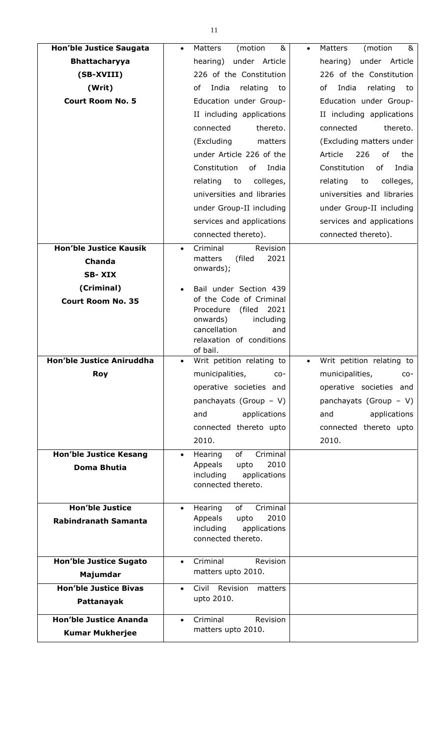| **Hon'ble Justice Saugata Bhattacharyya (SB-XVIII) (Writ) Court Room No. 5** | • Matters (motion & hearing) under Article 226 of the Constitution of India relating to Education under Group-II including applications connected thereto. (Excluding matters under Article 226 of the Constitution of India relating to colleges, universities and libraries under Group-II including services and applications connected thereto). | • Matters (motion & hearing) under Article 226 of the Constitution of India relating to Education under Group-II including applications connected thereto. (Excluding matters under Article 226 of the Constitution of India relating to colleges, universities and libraries under Group-II including services and applications connected thereto). |
|---|---|---|
| **Hon'ble Justice Kausik Chanda SB- XIX (Criminal) Court Room No. 35** | • Criminal Revision matters (filed 2021 onwards); <br> • Bail under Section 439 of the Code of Criminal Procedure (filed 2021 onwards) including cancellation and relaxation of conditions of bail. | |
| **Hon'ble Justice Aniruddha Roy** | • Writ petition relating to municipalities, co-operative societies and panchayats (Group – V) and applications connected thereto upto 2010. | • Writ petition relating to municipalities, co-operative societies and panchayats (Group – V) and applications connected thereto upto 2010. |
| **Hon'ble Justice Kesang Doma Bhutia** | • Hearing of Criminal Appeals upto 2010 including applications connected thereto. | |
| **Hon'ble Justice Rabindranath Samanta** | • Hearing of Criminal Appeals upto 2010 including applications connected thereto. | |
| **Hon'ble Justice Sugato Majumdar** | • Criminal Revision matters upto 2010. | |
| **Hon'ble Justice Bivas Pattanayak** | • Civil Revision matters upto 2010. | |
| **Hon'ble Justice Ananda Kumar Mukherjee** | • Criminal Revision matters upto 2010. | |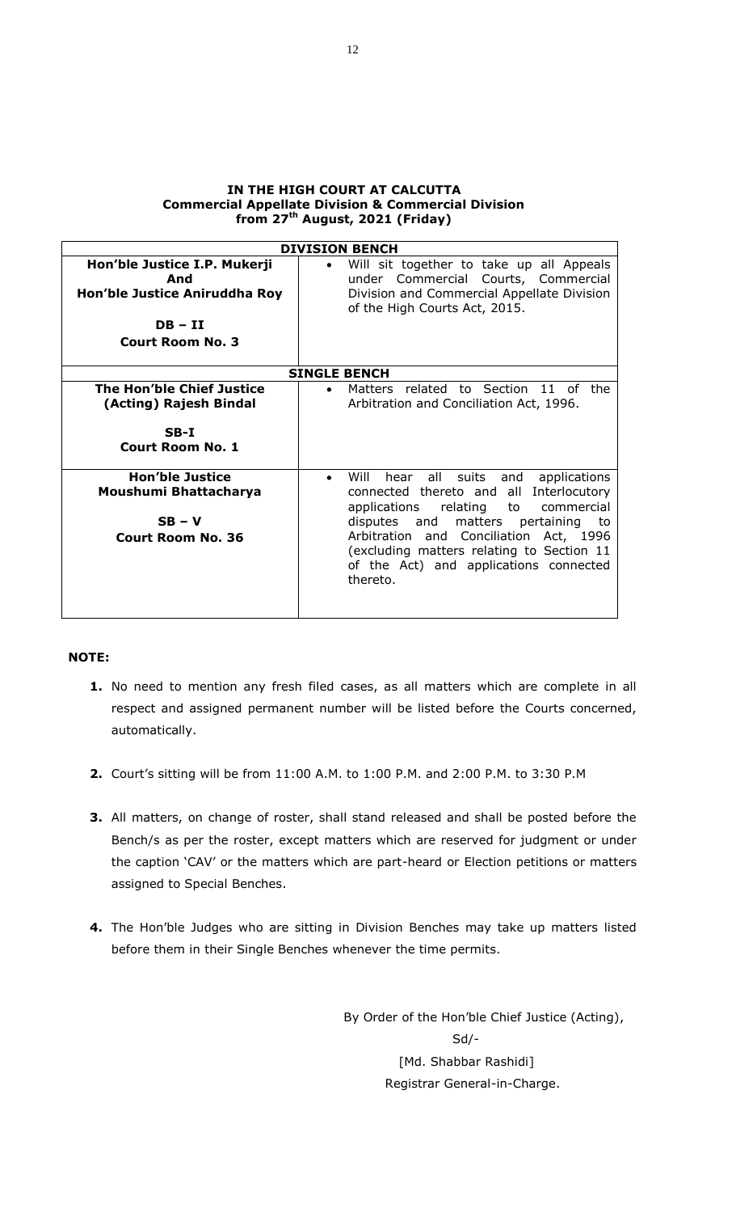**IN THE HIGH COURT AT CALCUTTA**
**Commercial Appellate Division & Commercial Division**
**from 27th August, 2021 (Friday)**

| | |
|---|---|
| **DIVISION BENCH** | |
| **Hon'ble Justice I.P. Mukerji And Hon'ble Justice Aniruddha Roy**<br><br>**DB – II**<br>**Court Room No. 3** | • Will sit together to take up all Appeals under Commercial Courts, Commercial Division and Commercial Appellate Division of the High Courts Act, 2015. |
| **SINGLE BENCH** | |
| **The Hon'ble Chief Justice (Acting) Rajesh Bindal**<br><br>**SB-I**<br>**Court Room No. 1** | • Matters related to Section 11 of the Arbitration and Conciliation Act, 1996. |
| **Hon'ble Justice Moushumi Bhattacharya**<br><br>**SB – V**<br>**Court Room No. 36** | • Will hear all suits and applications connected thereto and all Interlocutory applications relating to commercial disputes and matters pertaining to Arbitration and Conciliation Act, 1996 (excluding matters relating to Section 11 of the Act) and applications connected thereto. |

**NOTE:**

1. No need to mention any fresh filed cases, as all matters which are complete in all respect and assigned permanent number will be listed before the Courts concerned, automatically.

2. Court's sitting will be from 11:00 A.M. to 1:00 P.M. and 2:00 P.M. to 3:30 P.M

3. All matters, on change of roster, shall stand released and shall be posted before the Bench/s as per the roster, except matters which are reserved for judgment or under the caption 'CAV' or the matters which are part-heard or Election petitions or matters assigned to Special Benches.

4. The Hon'ble Judges who are sitting in Division Benches may take up matters listed before them in their Single Benches whenever the time permits.

By Order of the Hon'ble Chief Justice (Acting),

Sd/-

[Md. Shabbar Rashidi]

Registrar General-in-Charge.